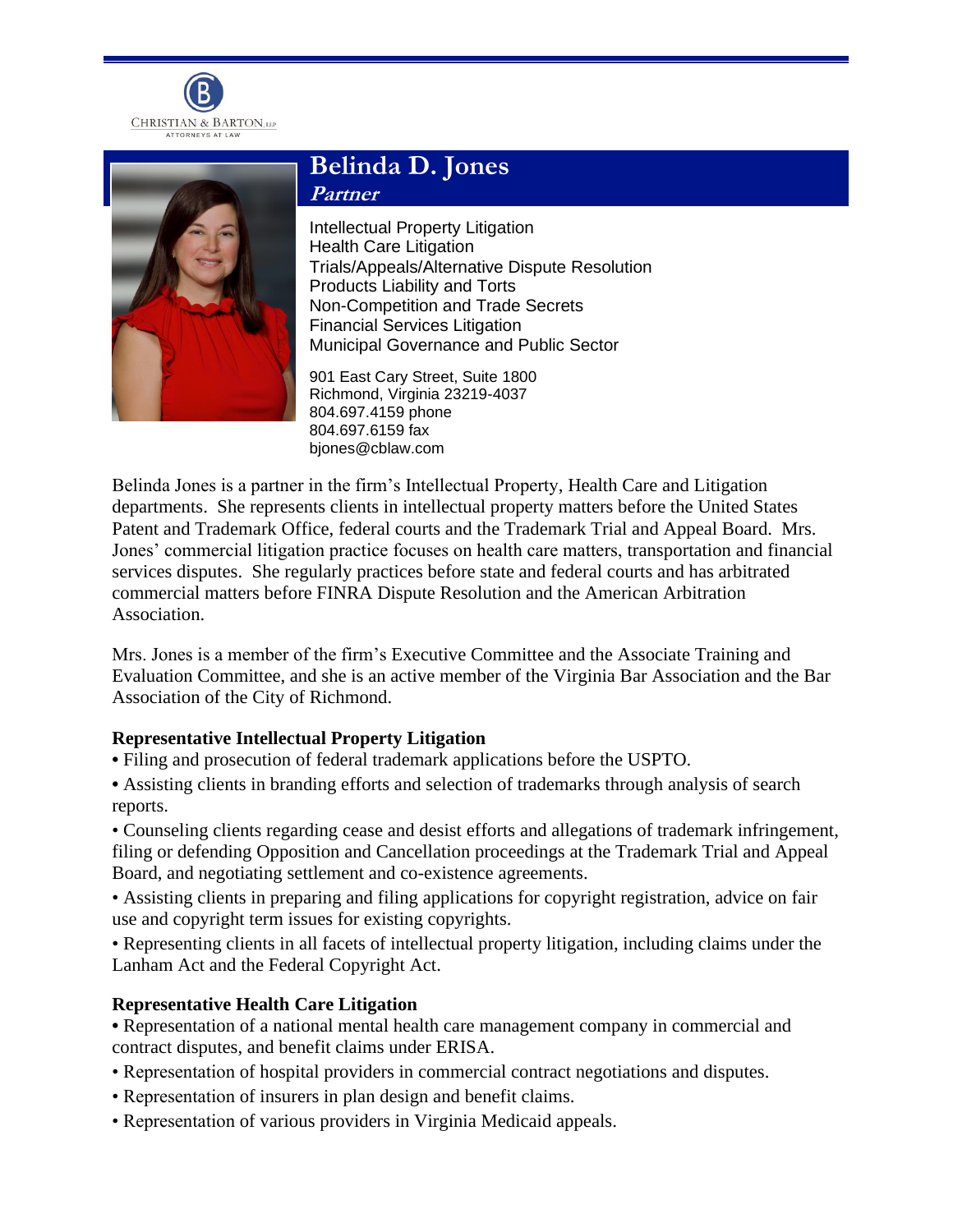CHRISTIAN & BARTON, LLP
ATTORNEYS AT LAW

# Belinda D. Jones

***Partner***

Intellectual Property Litigation
Health Care Litigation
Trials/Appeals/Alternative Dispute Resolution
Products Liability and Torts
Non-Competition and Trade Secrets
Financial Services Litigation
Municipal Governance and Public Sector

901 East Cary Street, Suite 1800
Richmond, Virginia 23219-4037
804.697.4159 phone
804.697.6159 fax
bjones@cblaw.com

Belinda Jones is a partner in the firm's Intellectual Property, Health Care and Litigation departments. She represents clients in intellectual property matters before the United States Patent and Trademark Office, federal courts and the Trademark Trial and Appeal Board. Mrs. Jones' commercial litigation practice focuses on health care matters, transportation and financial services disputes. She regularly practices before state and federal courts and has arbitrated commercial matters before FINRA Dispute Resolution and the American Arbitration Association.

Mrs. Jones is a member of the firm's Executive Committee and the Associate Training and Evaluation Committee, and she is an active member of the Virginia Bar Association and the Bar Association of the City of Richmond.

**Representative Intellectual Property Litigation**

- Filing and prosecution of federal trademark applications before the USPTO.
- Assisting clients in branding efforts and selection of trademarks through analysis of search reports.
- Counseling clients regarding cease and desist efforts and allegations of trademark infringement, filing or defending Opposition and Cancellation proceedings at the Trademark Trial and Appeal Board, and negotiating settlement and co-existence agreements.
- Assisting clients in preparing and filing applications for copyright registration, advice on fair use and copyright term issues for existing copyrights.
- Representing clients in all facets of intellectual property litigation, including claims under the Lanham Act and the Federal Copyright Act.

**Representative Health Care Litigation**

- Representation of a national mental health care management company in commercial and contract disputes, and benefit claims under ERISA.
- Representation of hospital providers in commercial contract negotiations and disputes.
- Representation of insurers in plan design and benefit claims.
- Representation of various providers in Virginia Medicaid appeals.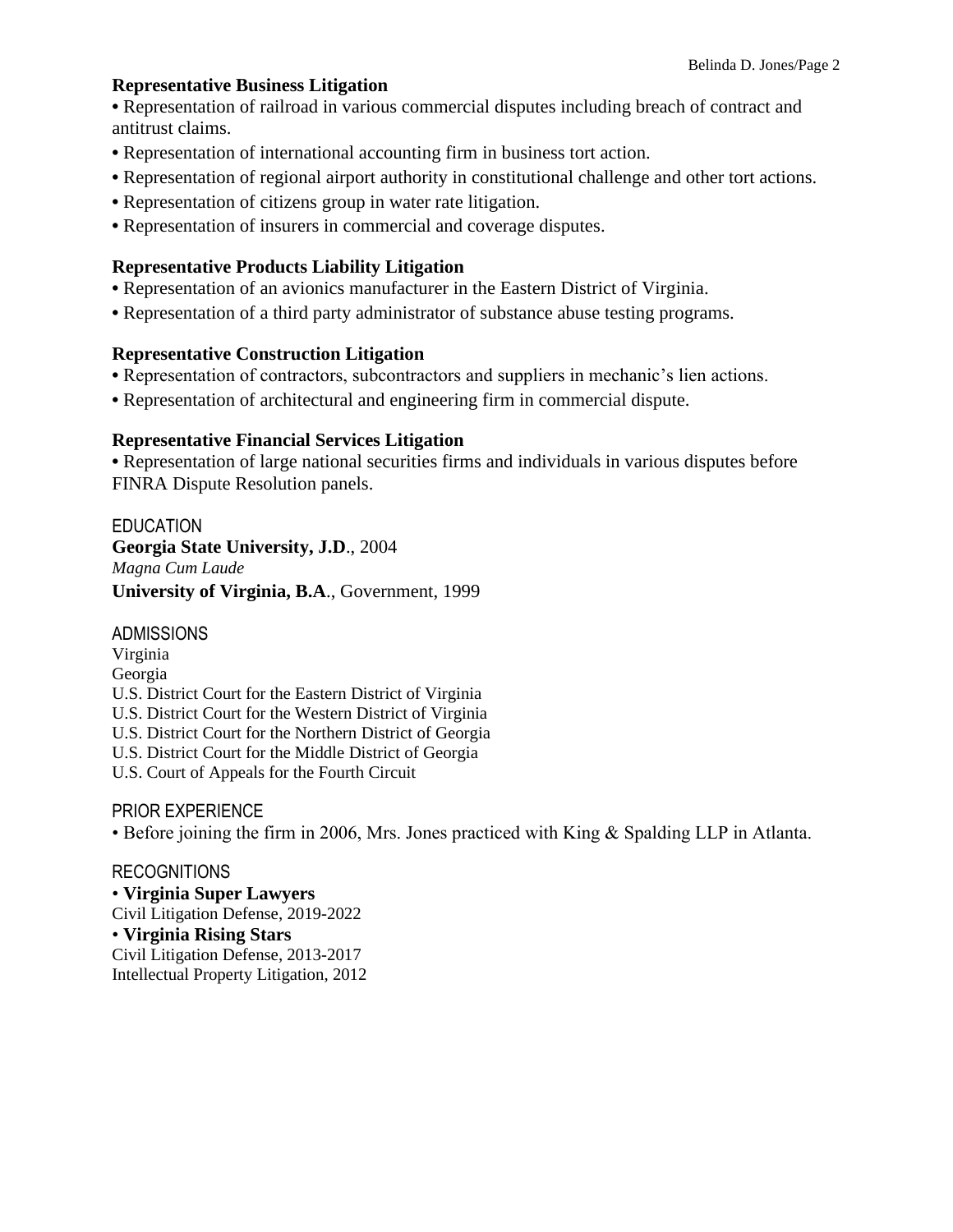### Representative Business Litigation

- Representation of railroad in various commercial disputes including breach of contract and antitrust claims.
- Representation of international accounting firm in business tort action.
- Representation of regional airport authority in constitutional challenge and other tort actions.
- Representation of citizens group in water rate litigation.
- Representation of insurers in commercial and coverage disputes.

### Representative Products Liability Litigation

- Representation of an avionics manufacturer in the Eastern District of Virginia.
- Representation of a third party administrator of substance abuse testing programs.

### Representative Construction Litigation

- Representation of contractors, subcontractors and suppliers in mechanic's lien actions.
- Representation of architectural and engineering firm in commercial dispute.

### Representative Financial Services Litigation

- Representation of large national securities firms and individuals in various disputes before FINRA Dispute Resolution panels.

## EDUCATION

**Georgia State University, J.D**., 2004
*Magna Cum Laude*
**University of Virginia, B.A**., Government, 1999

## ADMISSIONS

Virginia
Georgia
U.S. District Court for the Eastern District of Virginia
U.S. District Court for the Western District of Virginia
U.S. District Court for the Northern District of Georgia
U.S. District Court for the Middle District of Georgia
U.S. Court of Appeals for the Fourth Circuit

## PRIOR EXPERIENCE

- Before joining the firm in 2006, Mrs. Jones practiced with King & Spalding LLP in Atlanta.

## RECOGNITIONS

- **Virginia Super Lawyers**
  Civil Litigation Defense, 2019-2022
- **Virginia Rising Stars**
  Civil Litigation Defense, 2013-2017
  Intellectual Property Litigation, 2012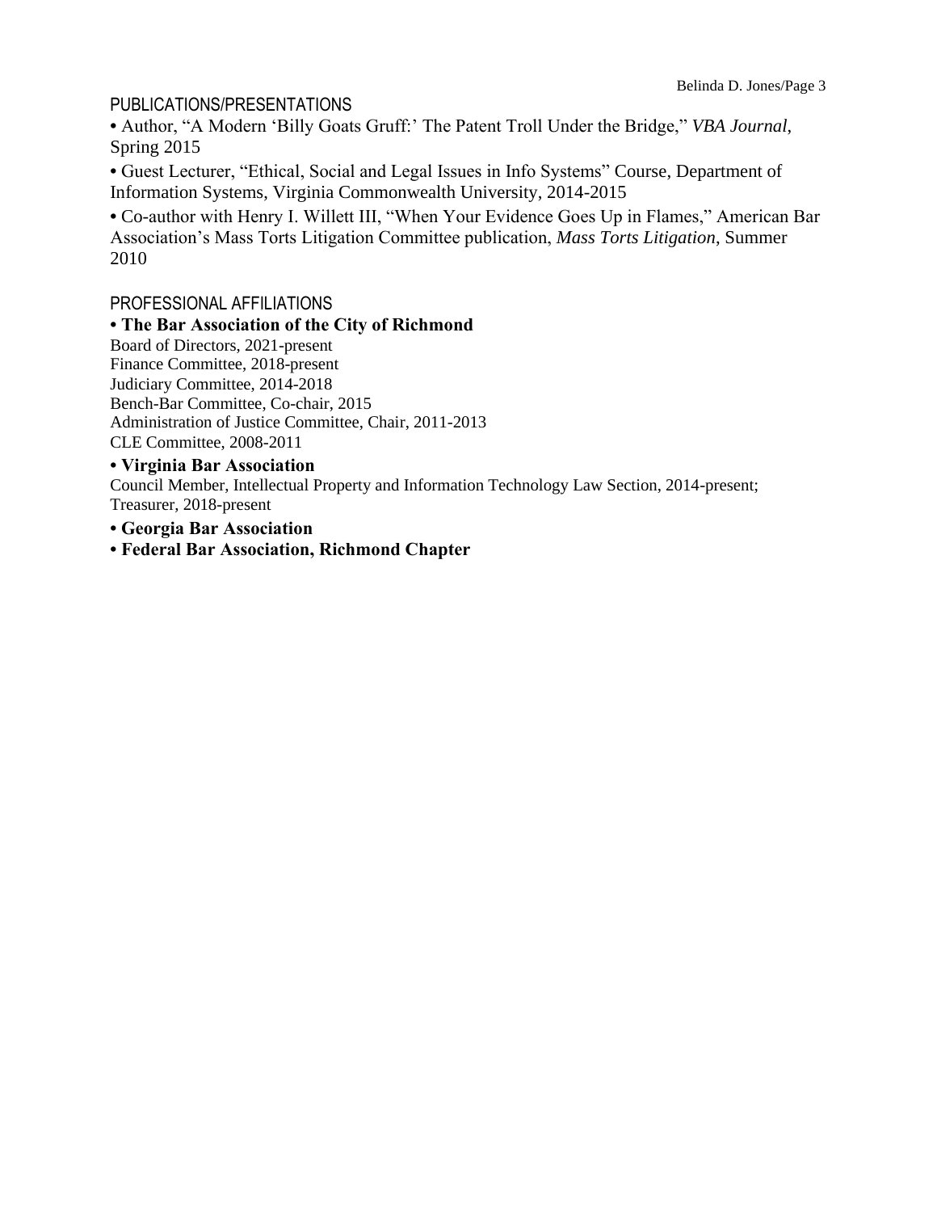## PUBLICATIONS/PRESENTATIONS

- Author, "A Modern 'Billy Goats Gruff:' The Patent Troll Under the Bridge," *VBA Journal*, Spring 2015
- Guest Lecturer, "Ethical, Social and Legal Issues in Info Systems" Course, Department of Information Systems, Virginia Commonwealth University, 2014-2015
- Co-author with Henry I. Willett III, "When Your Evidence Goes Up in Flames," American Bar Association's Mass Torts Litigation Committee publication, *Mass Torts Litigation*, Summer 2010

## PROFESSIONAL AFFILIATIONS

- **The Bar Association of the City of Richmond**

  Board of Directors, 2021-present  
  Finance Committee, 2018-present  
  Judiciary Committee, 2014-2018  
  Bench-Bar Committee, Co-chair, 2015  
  Administration of Justice Committee, Chair, 2011-2013  
  CLE Committee, 2008-2011

- **Virginia Bar Association**

  Council Member, Intellectual Property and Information Technology Law Section, 2014-present; Treasurer, 2018-present

- **Georgia Bar Association**
- **Federal Bar Association, Richmond Chapter**